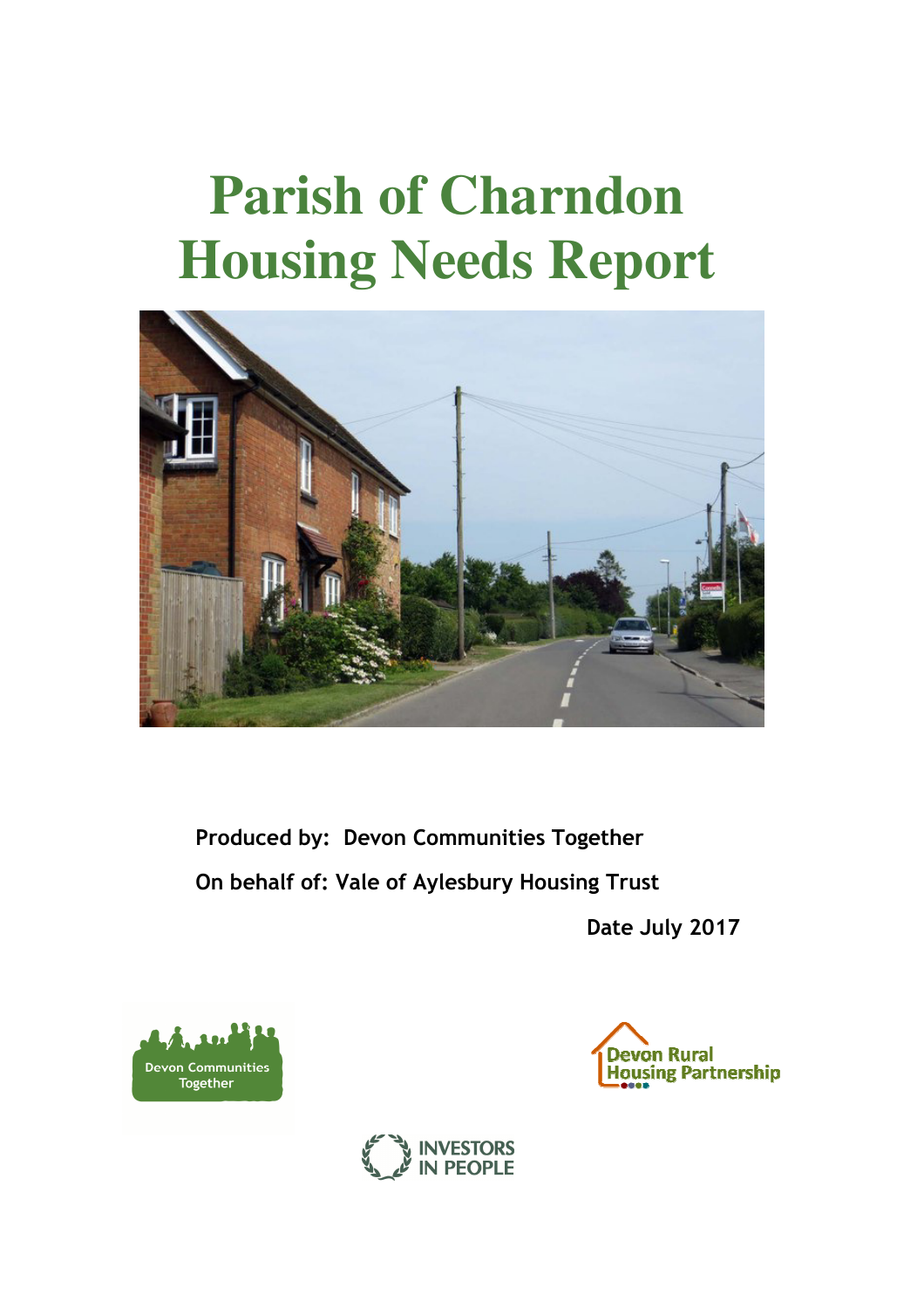# Parish of Charndon Housing Needs Report

**Produced by: Devon Communities Together**

**On behalf of: Vale of Aylesbury Housing Trust**

**Date July 2017**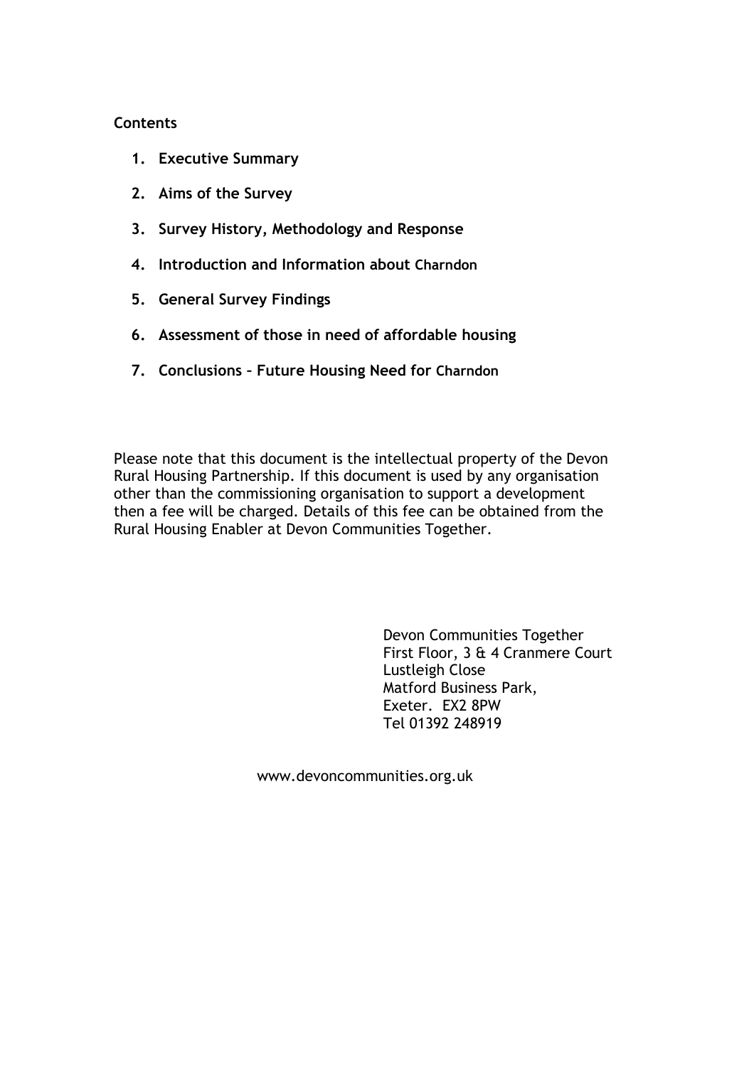**Contents**

1. **Executive Summary**
2. **Aims of the Survey**
3. **Survey History, Methodology and Response**
4. **Introduction and Information about Charndon**
5. **General Survey Findings**
6. **Assessment of those in need of affordable housing**
7. **Conclusions – Future Housing Need for Charndon**

Please note that this document is the intellectual property of the Devon Rural Housing Partnership. If this document is used by any organisation other than the commissioning organisation to support a development then a fee will be charged. Details of this fee can be obtained from the Rural Housing Enabler at Devon Communities Together.

Devon Communities Together
First Floor, 3 & 4 Cranmere Court
Lustleigh Close
Matford Business Park,
Exeter. EX2 8PW
Tel 01392 248919

www.devoncommunities.org.uk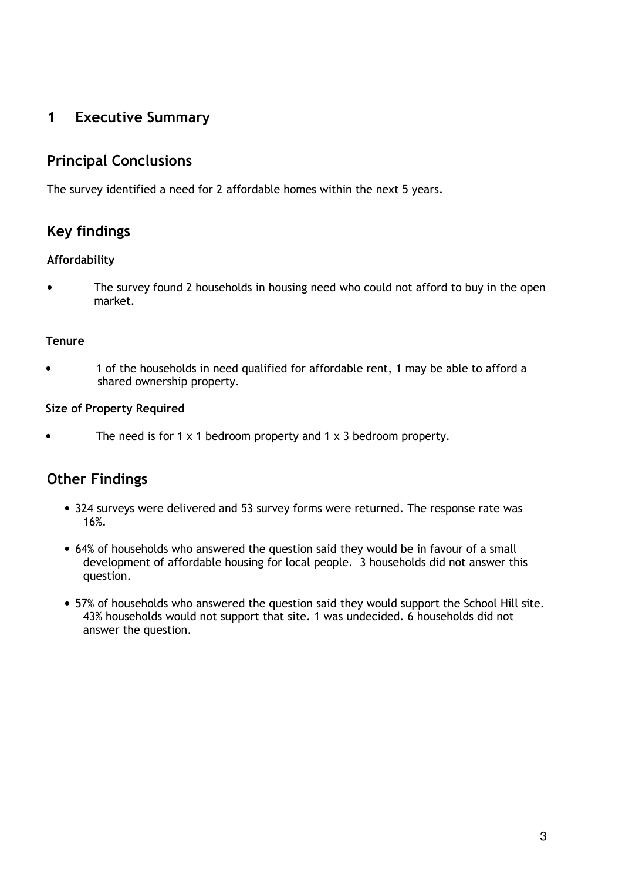# 1 Executive Summary

## Principal Conclusions

The survey identified a need for 2 affordable homes within the next 5 years.

## Key findings

### Affordability

- The survey found 2 households in housing need who could not afford to buy in the open market.

### Tenure

- 1 of the households in need qualified for affordable rent, 1 may be able to afford a shared ownership property.

### Size of Property Required

- The need is for 1 x 1 bedroom property and 1 x 3 bedroom property.

## Other Findings

- 324 surveys were delivered and 53 survey forms were returned. The response rate was 16%.
- 64% of households who answered the question said they would be in favour of a small development of affordable housing for local people. 3 households did not answer this question.
- 57% of households who answered the question said they would support the School Hill site. 43% households would not support that site. 1 was undecided. 6 households did not answer the question.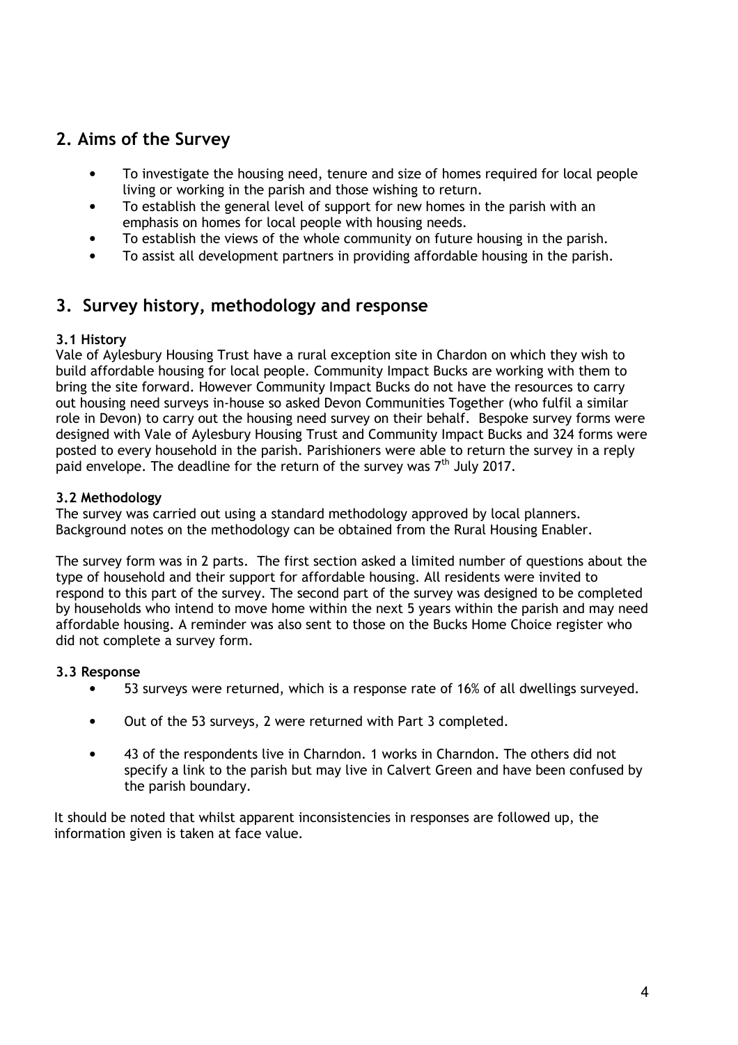## 2. Aims of the Survey

- To investigate the housing need, tenure and size of homes required for local people living or working in the parish and those wishing to return.
- To establish the general level of support for new homes in the parish with an emphasis on homes for local people with housing needs.
- To establish the views of the whole community on future housing in the parish.
- To assist all development partners in providing affordable housing in the parish.

## 3. Survey history, methodology and response

### 3.1 History

Vale of Aylesbury Housing Trust have a rural exception site in Chardon on which they wish to build affordable housing for local people. Community Impact Bucks are working with them to bring the site forward. However Community Impact Bucks do not have the resources to carry out housing need surveys in-house so asked Devon Communities Together (who fulfil a similar role in Devon) to carry out the housing need survey on their behalf. Bespoke survey forms were designed with Vale of Aylesbury Housing Trust and Community Impact Bucks and 324 forms were posted to every household in the parish. Parishioners were able to return the survey in a reply paid envelope. The deadline for the return of the survey was 7th July 2017.

### 3.2 Methodology

The survey was carried out using a standard methodology approved by local planners. Background notes on the methodology can be obtained from the Rural Housing Enabler.

The survey form was in 2 parts. The first section asked a limited number of questions about the type of household and their support for affordable housing. All residents were invited to respond to this part of the survey. The second part of the survey was designed to be completed by households who intend to move home within the next 5 years within the parish and may need affordable housing. A reminder was also sent to those on the Bucks Home Choice register who did not complete a survey form.

### 3.3 Response

- 53 surveys were returned, which is a response rate of 16% of all dwellings surveyed.
- Out of the 53 surveys, 2 were returned with Part 3 completed.
- 43 of the respondents live in Charndon. 1 works in Charndon. The others did not specify a link to the parish but may live in Calvert Green and have been confused by the parish boundary.

It should be noted that whilst apparent inconsistencies in responses are followed up, the information given is taken at face value.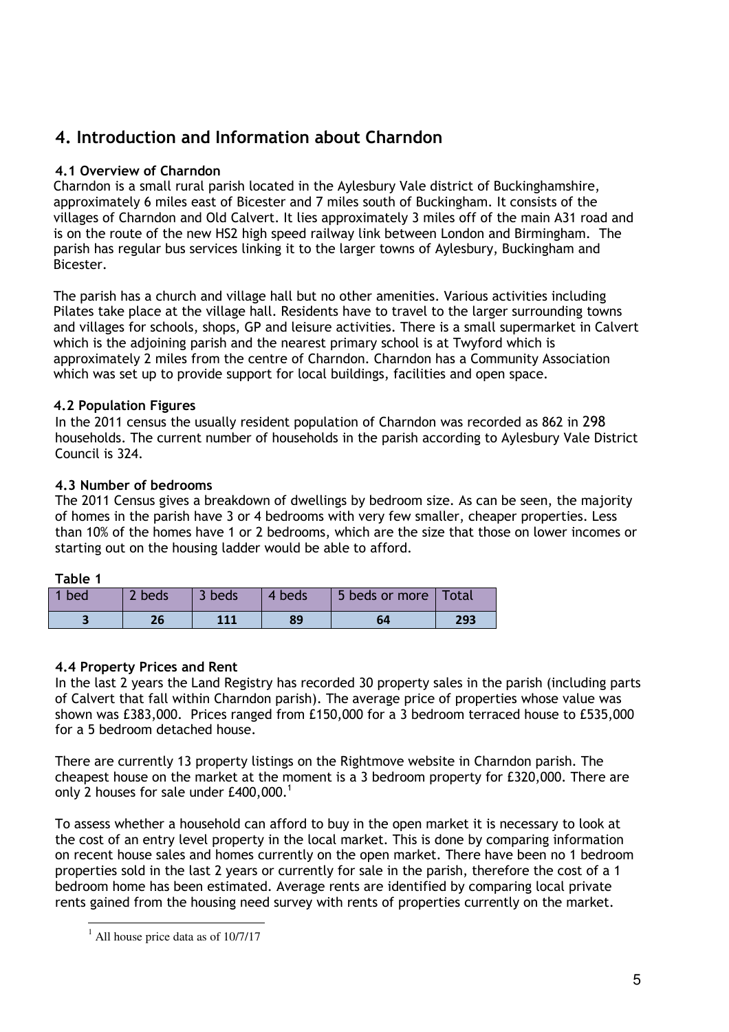## 4. Introduction and Information about Charndon

### 4.1 Overview of Charndon

Charndon is a small rural parish located in the Aylesbury Vale district of Buckinghamshire, approximately 6 miles east of Bicester and 7 miles south of Buckingham. It consists of the villages of Charndon and Old Calvert. It lies approximately 3 miles off of the main A31 road and is on the route of the new HS2 high speed railway link between London and Birmingham. The parish has regular bus services linking it to the larger towns of Aylesbury, Buckingham and Bicester.

The parish has a church and village hall but no other amenities. Various activities including Pilates take place at the village hall. Residents have to travel to the larger surrounding towns and villages for schools, shops, GP and leisure activities. There is a small supermarket in Calvert which is the adjoining parish and the nearest primary school is at Twyford which is approximately 2 miles from the centre of Charndon. Charndon has a Community Association which was set up to provide support for local buildings, facilities and open space.

### 4.2 Population Figures

In the 2011 census the usually resident population of Charndon was recorded as 862 in 298 households. The current number of households in the parish according to Aylesbury Vale District Council is 324.

### 4.3 Number of bedrooms

The 2011 Census gives a breakdown of dwellings by bedroom size. As can be seen, the majority of homes in the parish have 3 or 4 bedrooms with very few smaller, cheaper properties. Less than 10% of the homes have 1 or 2 bedrooms, which are the size that those on lower incomes or starting out on the housing ladder would be able to afford.

**Table 1**

| 1 bed | 2 beds | 3 beds | 4 beds | 5 beds or more | Total |
|---|---|---|---|---|---|
| **3** | **26** | **111** | **89** | **64** | **293** |

### 4.4 Property Prices and Rent

In the last 2 years the Land Registry has recorded 30 property sales in the parish (including parts of Calvert that fall within Charndon parish). The average price of properties whose value was shown was £383,000. Prices ranged from £150,000 for a 3 bedroom terraced house to £535,000 for a 5 bedroom detached house.

There are currently 13 property listings on the Rightmove website in Charndon parish. The cheapest house on the market at the moment is a 3 bedroom property for £320,000. There are only 2 houses for sale under £400,000.[1]

To assess whether a household can afford to buy in the open market it is necessary to look at the cost of an entry level property in the local market. This is done by comparing information on recent house sales and homes currently on the open market. There have been no 1 bedroom properties sold in the last 2 years or currently for sale in the parish, therefore the cost of a 1 bedroom home has been estimated. Average rents are identified by comparing local private rents gained from the housing need survey with rents of properties currently on the market.

[1] All house price data as of 10/7/17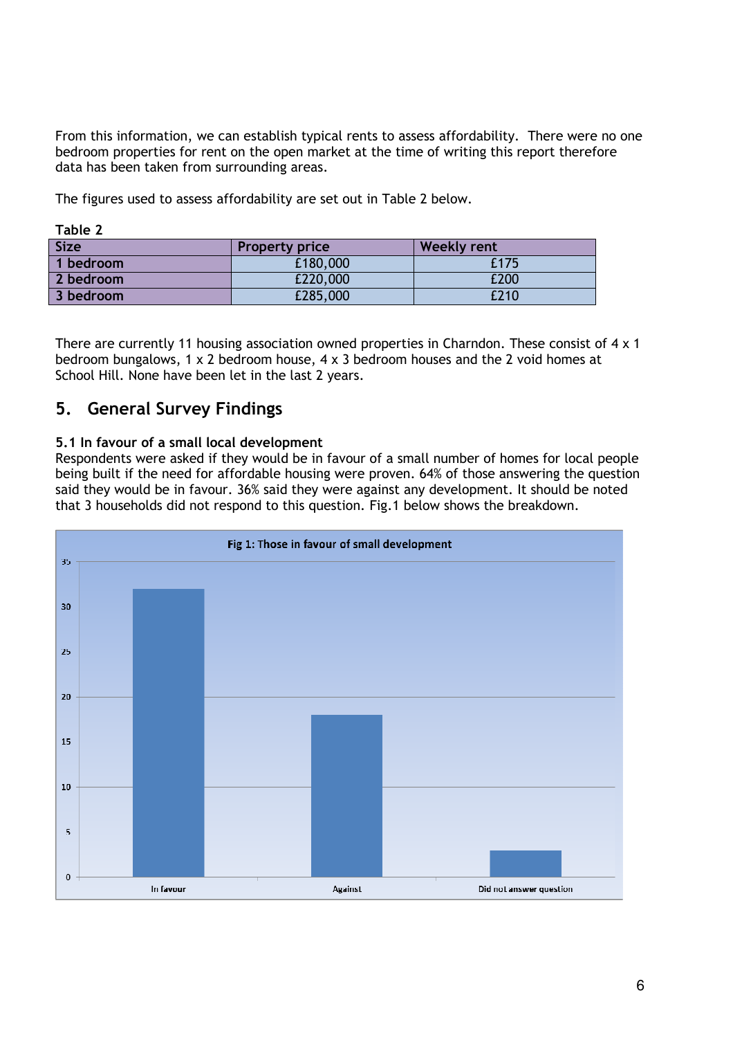From this information, we can establish typical rents to assess affordability. There were no one bedroom properties for rent on the open market at the time of writing this report therefore data has been taken from surrounding areas.

The figures used to assess affordability are set out in Table 2 below.

**Table 2**

| Size | Property price | Weekly rent |
|---|---|---|
| 1 bedroom | £180,000 | £175 |
| 2 bedroom | £220,000 | £200 |
| 3 bedroom | £285,000 | £210 |

There are currently 11 housing association owned properties in Charndon. These consist of 4 x 1 bedroom bungalows, 1 x 2 bedroom house, 4 x 3 bedroom houses and the 2 void homes at School Hill. None have been let in the last 2 years.

## 5. General Survey Findings

### 5.1 In favour of a small local development

Respondents were asked if they would be in favour of a small number of homes for local people being built if the need for affordable housing were proven. 64% of those answering the question said they would be in favour. 36% said they were against any development. It should be noted that 3 households did not respond to this question. Fig.1 below shows the breakdown.

Fig 1: Those in favour of small development

| Response | Count |
|---|---|
| In favour | 32 |
| Against | 18 |
| Did not answer question | 3 |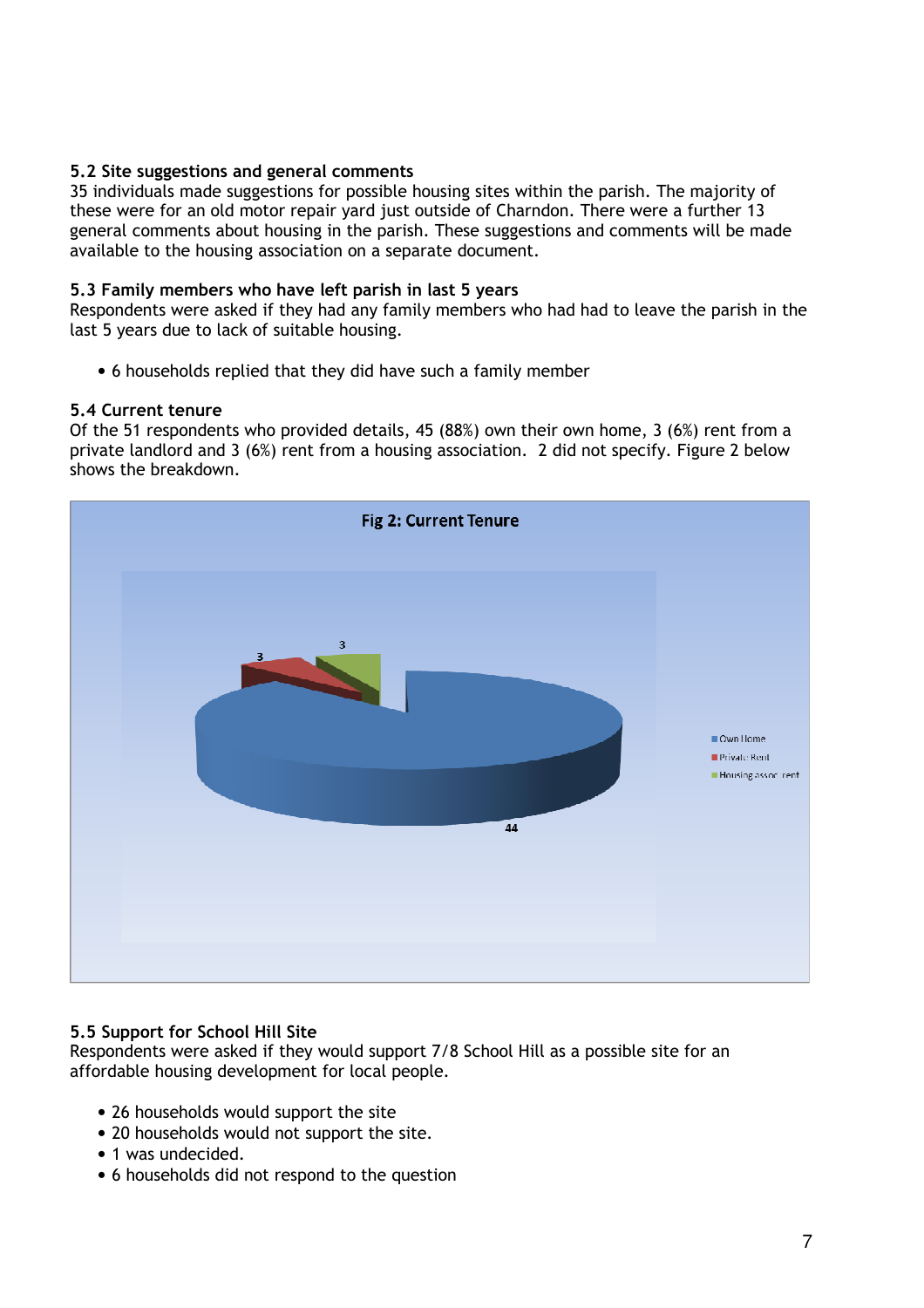### 5.2 Site suggestions and general comments

35 individuals made suggestions for possible housing sites within the parish. The majority of these were for an old motor repair yard just outside of Charndon. There were a further 13 general comments about housing in the parish. These suggestions and comments will be made available to the housing association on a separate document.

### 5.3 Family members who have left parish in last 5 years

Respondents were asked if they had any family members who had had to leave the parish in the last 5 years due to lack of suitable housing.

- 6 households replied that they did have such a family member

### 5.4 Current tenure

Of the 51 respondents who provided details, 45 (88%) own their own home, 3 (6%) rent from a private landlord and 3 (6%) rent from a housing association. 2 did not specify. Figure 2 below shows the breakdown.

**Fig 2: Current Tenure**

| Tenure | Count |
|---|---|
| Own Home | 44 |
| Private Rent | 3 |
| Housing assoc rent | 3 |

### 5.5 Support for School Hill Site

Respondents were asked if they would support 7/8 School Hill as a possible site for an affordable housing development for local people.

- 26 households would support the site
- 20 households would not support the site.
- 1 was undecided.
- 6 households did not respond to the question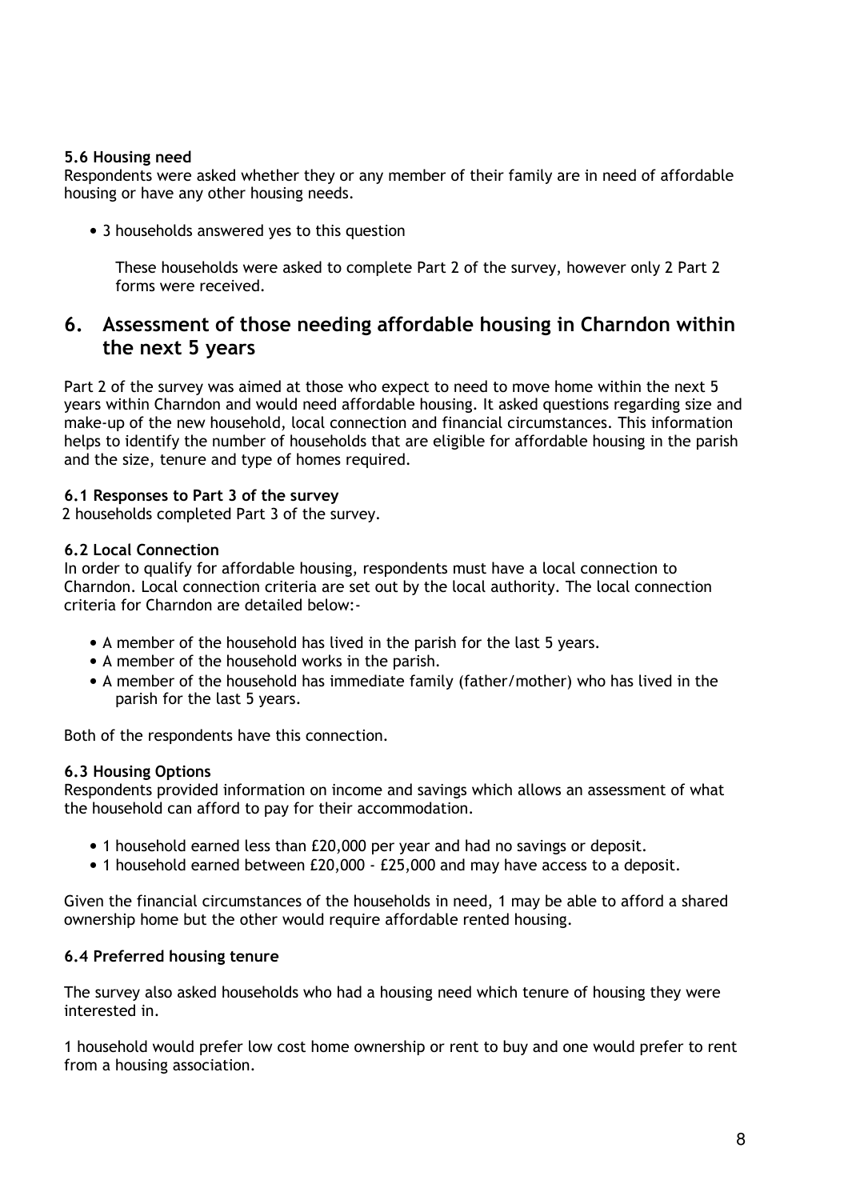### 5.6 Housing need

Respondents were asked whether they or any member of their family are in need of affordable housing or have any other housing needs.

- 3 households answered yes to this question

  These households were asked to complete Part 2 of the survey, however only 2 Part 2 forms were received.

## 6. Assessment of those needing affordable housing in Charndon within the next 5 years

Part 2 of the survey was aimed at those who expect to need to move home within the next 5 years within Charndon and would need affordable housing. It asked questions regarding size and make-up of the new household, local connection and financial circumstances. This information helps to identify the number of households that are eligible for affordable housing in the parish and the size, tenure and type of homes required.

### 6.1 Responses to Part 3 of the survey

2 households completed Part 3 of the survey.

### 6.2 Local Connection

In order to qualify for affordable housing, respondents must have a local connection to Charndon. Local connection criteria are set out by the local authority. The local connection criteria for Charndon are detailed below:-

- A member of the household has lived in the parish for the last 5 years.
- A member of the household works in the parish.
- A member of the household has immediate family (father/mother) who has lived in the parish for the last 5 years.

Both of the respondents have this connection.

### 6.3 Housing Options

Respondents provided information on income and savings which allows an assessment of what the household can afford to pay for their accommodation.

- 1 household earned less than £20,000 per year and had no savings or deposit.
- 1 household earned between £20,000 - £25,000 and may have access to a deposit.

Given the financial circumstances of the households in need, 1 may be able to afford a shared ownership home but the other would require affordable rented housing.

### 6.4 Preferred housing tenure

The survey also asked households who had a housing need which tenure of housing they were interested in.

1 household would prefer low cost home ownership or rent to buy and one would prefer to rent from a housing association.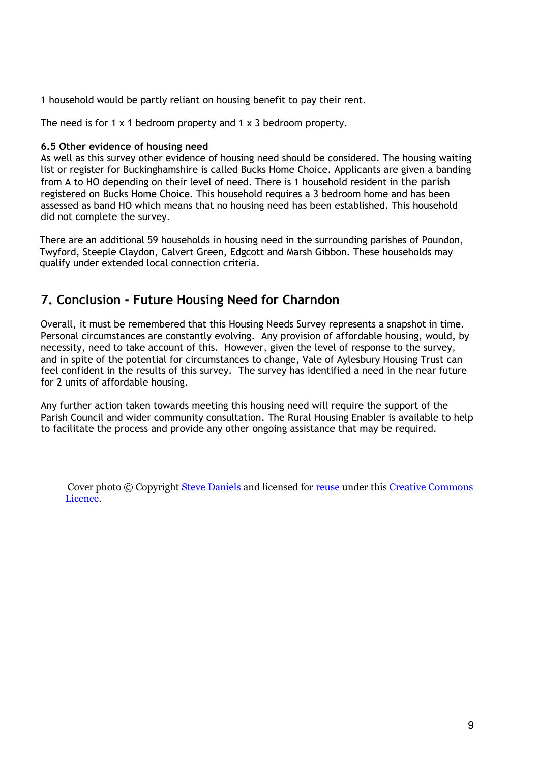1 household would be partly reliant on housing benefit to pay their rent.

The need is for 1 x 1 bedroom property and 1 x 3 bedroom property.

**6.5 Other evidence of housing need**

As well as this survey other evidence of housing need should be considered. The housing waiting list or register for Buckinghamshire is called Bucks Home Choice. Applicants are given a banding from A to HO depending on their level of need. There is 1 household resident in the parish registered on Bucks Home Choice. This household requires a 3 bedroom home and has been assessed as band HO which means that no housing need has been established. This household did not complete the survey.

There are an additional 59 households in housing need in the surrounding parishes of Poundon, Twyford, Steeple Claydon, Calvert Green, Edgcott and Marsh Gibbon. These households may qualify under extended local connection criteria.

## 7. Conclusion - Future Housing Need for Charndon

Overall, it must be remembered that this Housing Needs Survey represents a snapshot in time. Personal circumstances are constantly evolving. Any provision of affordable housing, would, by necessity, need to take account of this. However, given the level of response to the survey, and in spite of the potential for circumstances to change, Vale of Aylesbury Housing Trust can feel confident in the results of this survey. The survey has identified a need in the near future for 2 units of affordable housing.

Any further action taken towards meeting this housing need will require the support of the Parish Council and wider community consultation. The Rural Housing Enabler is available to help to facilitate the process and provide any other ongoing assistance that may be required.

Cover photo © Copyright Steve Daniels and licensed for reuse under this Creative Commons Licence.